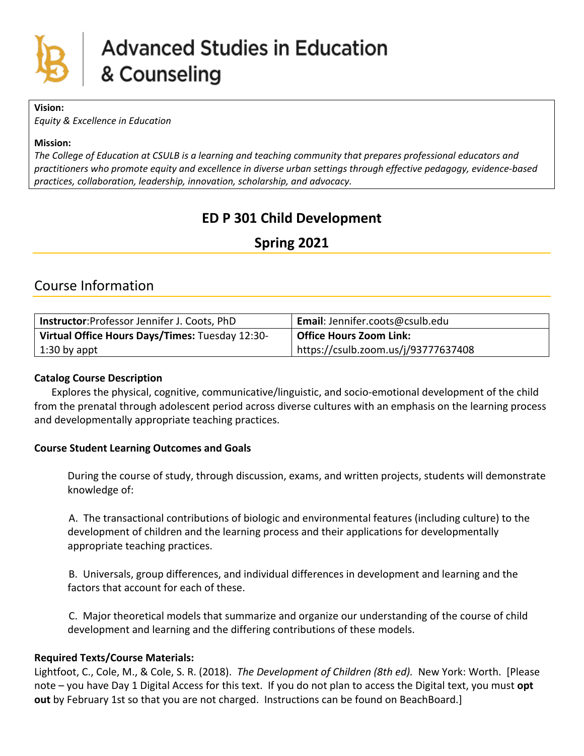# Advanced Studies in Education & Counseling

**Vision:**
*Equity & Excellence in Education*

**Mission:**
*The College of Education at CSULB is a learning and teaching community that prepares professional educators and practitioners who promote equity and excellence in diverse urban settings through effective pedagogy, evidence-based practices, collaboration, leadership, innovation, scholarship, and advocacy.*

## ED P 301 Child Development

## Spring 2021

## Course Information

| **Instructor**:Professor Jennifer J. Coots, PhD | **Email**: Jennifer.coots@csulb.edu |
|---|---|
| **Virtual Office Hours Days/Times:** Tuesday 12:30-1:30 by appt | **Office Hours Zoom Link:** https://csulb.zoom.us/j/93777637408 |

**Catalog Course Description**

Explores the physical, cognitive, communicative/linguistic, and socio-emotional development of the child from the prenatal through adolescent period across diverse cultures with an emphasis on the learning process and developmentally appropriate teaching practices.

**Course Student Learning Outcomes and Goals**

During the course of study, through discussion, exams, and written projects, students will demonstrate knowledge of:

A. The transactional contributions of biologic and environmental features (including culture) to the development of children and the learning process and their applications for developmentally appropriate teaching practices.

B. Universals, group differences, and individual differences in development and learning and the factors that account for each of these.

C. Major theoretical models that summarize and organize our understanding of the course of child development and learning and the differing contributions of these models.

**Required Texts/Course Materials:**

Lightfoot, C., Cole, M., & Cole, S. R. (2018). *The Development of Children (8th ed).* New York: Worth. [Please note – you have Day 1 Digital Access for this text. If you do not plan to access the Digital text, you must **opt out** by February 1st so that you are not charged. Instructions can be found on BeachBoard.]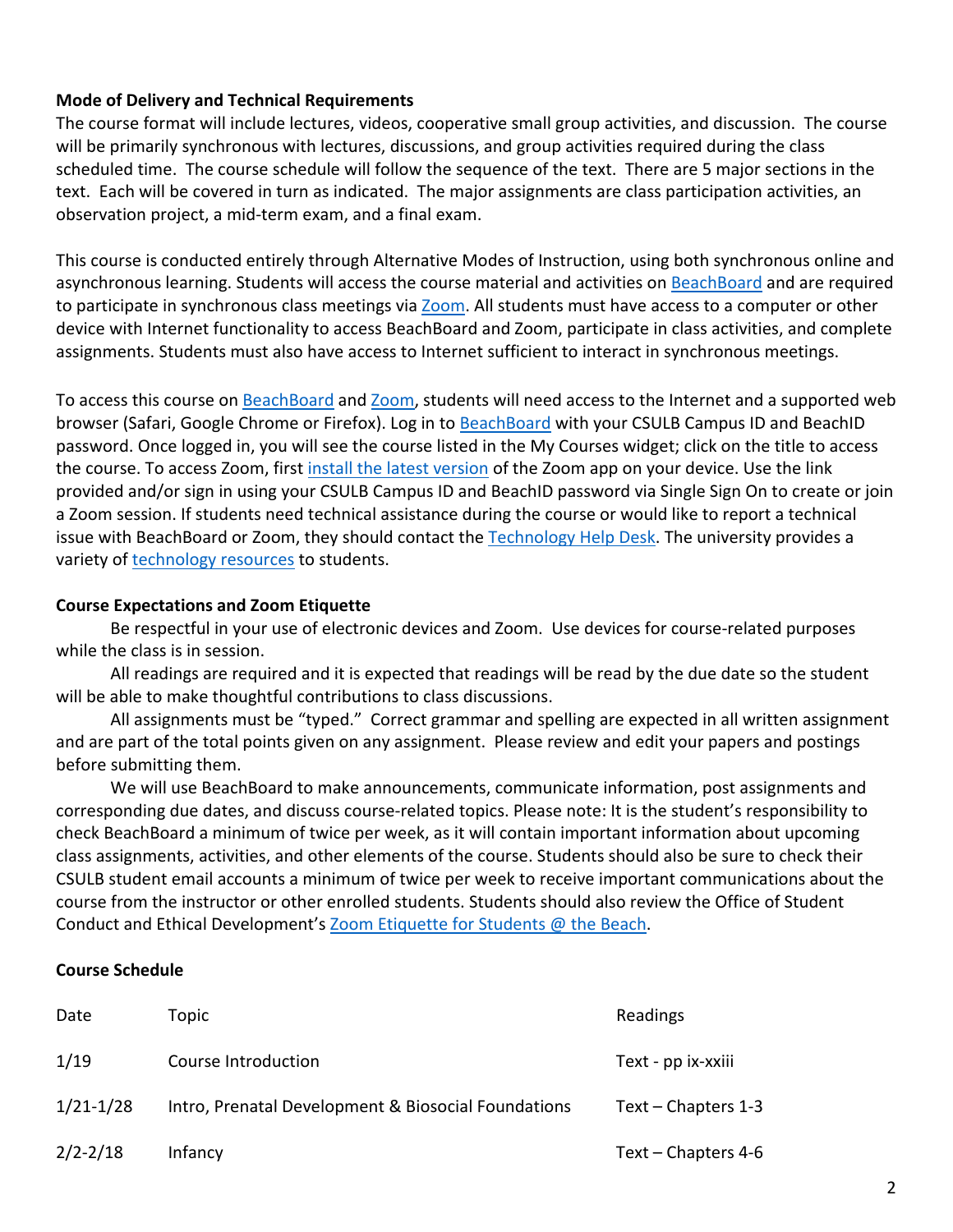**Mode of Delivery and Technical Requirements**

The course format will include lectures, videos, cooperative small group activities, and discussion. The course will be primarily synchronous with lectures, discussions, and group activities required during the class scheduled time. The course schedule will follow the sequence of the text. There are 5 major sections in the text. Each will be covered in turn as indicated. The major assignments are class participation activities, an observation project, a mid-term exam, and a final exam.

This course is conducted entirely through Alternative Modes of Instruction, using both synchronous online and asynchronous learning. Students will access the course material and activities on BeachBoard and are required to participate in synchronous class meetings via Zoom. All students must have access to a computer or other device with Internet functionality to access BeachBoard and Zoom, participate in class activities, and complete assignments. Students must also have access to Internet sufficient to interact in synchronous meetings.

To access this course on BeachBoard and Zoom, students will need access to the Internet and a supported web browser (Safari, Google Chrome or Firefox). Log in to BeachBoard with your CSULB Campus ID and BeachID password. Once logged in, you will see the course listed in the My Courses widget; click on the title to access the course. To access Zoom, first install the latest version of the Zoom app on your device. Use the link provided and/or sign in using your CSULB Campus ID and BeachID password via Single Sign On to create or join a Zoom session. If students need technical assistance during the course or would like to report a technical issue with BeachBoard or Zoom, they should contact the Technology Help Desk. The university provides a variety of technology resources to students.

**Course Expectations and Zoom Etiquette**

Be respectful in your use of electronic devices and Zoom. Use devices for course-related purposes while the class is in session.

All readings are required and it is expected that readings will be read by the due date so the student will be able to make thoughtful contributions to class discussions.

All assignments must be "typed." Correct grammar and spelling are expected in all written assignment and are part of the total points given on any assignment. Please review and edit your papers and postings before submitting them.

We will use BeachBoard to make announcements, communicate information, post assignments and corresponding due dates, and discuss course-related topics. Please note: It is the student's responsibility to check BeachBoard a minimum of twice per week, as it will contain important information about upcoming class assignments, activities, and other elements of the course. Students should also be sure to check their CSULB student email accounts a minimum of twice per week to receive important communications about the course from the instructor or other enrolled students. Students should also review the Office of Student Conduct and Ethical Development's Zoom Etiquette for Students @ the Beach.

**Course Schedule**

| Date | Topic | Readings |
|---|---|---|
| 1/19 | Course Introduction | Text - pp ix-xxiii |
| 1/21-1/28 | Intro, Prenatal Development & Biosocial Foundations | Text – Chapters 1-3 |
| 2/2-2/18 | Infancy | Text – Chapters 4-6 |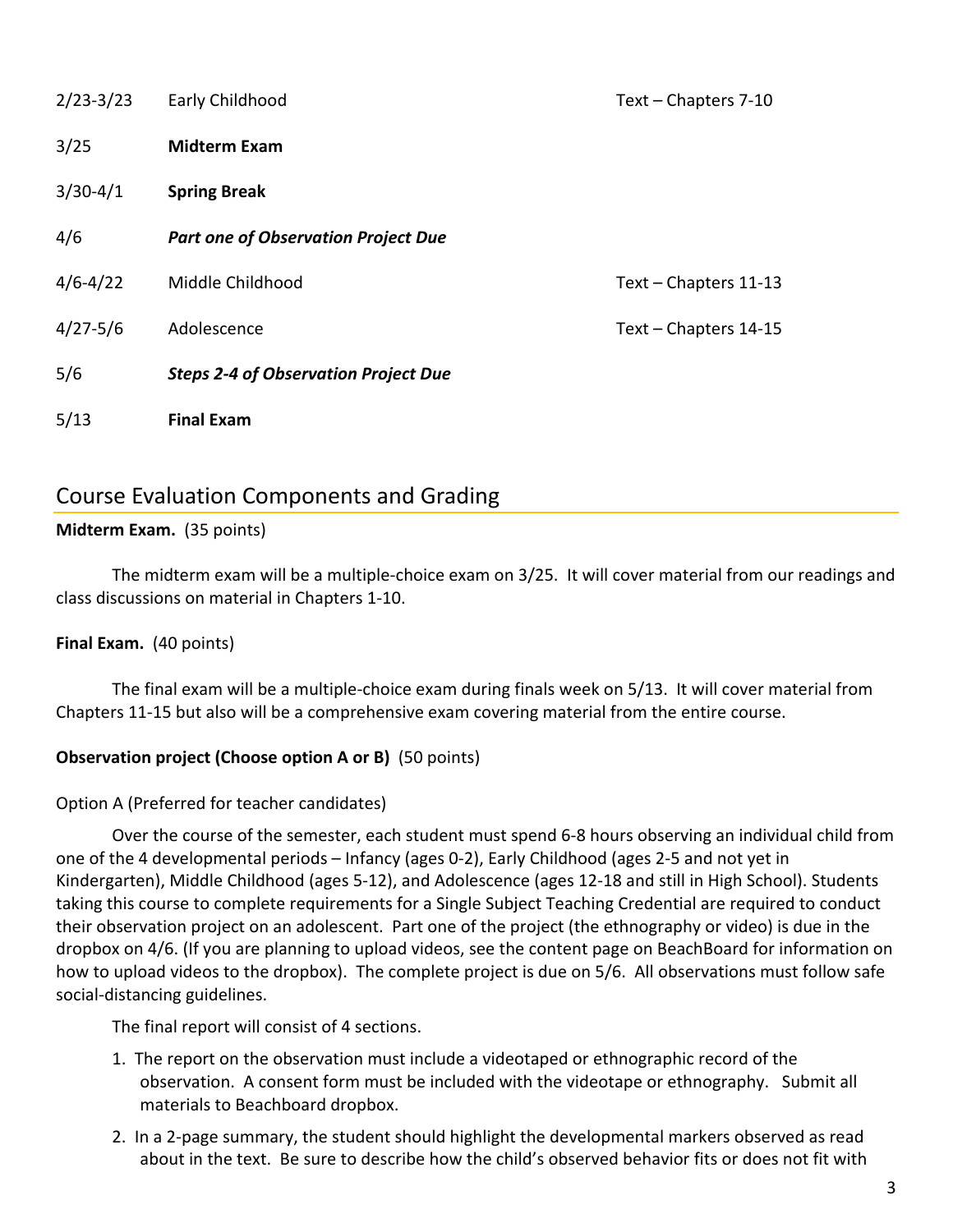| | | |
|---|---|---|
| 2/23-3/23 | Early Childhood | Text – Chapters 7-10 |
| 3/25 | **Midterm Exam** | |
| 3/30-4/1 | **Spring Break** | |
| 4/6 | ***Part one of Observation Project Due*** | |
| 4/6-4/22 | Middle Childhood | Text – Chapters 11-13 |
| 4/27-5/6 | Adolescence | Text – Chapters 14-15 |
| 5/6 | ***Steps 2-4 of Observation Project Due*** | |
| 5/13 | **Final Exam** | |

## Course Evaluation Components and Grading

**Midterm Exam.** (35 points)

The midterm exam will be a multiple-choice exam on 3/25. It will cover material from our readings and class discussions on material in Chapters 1-10.

**Final Exam.** (40 points)

The final exam will be a multiple-choice exam during finals week on 5/13. It will cover material from Chapters 11-15 but also will be a comprehensive exam covering material from the entire course.

**Observation project (Choose option A or B)** (50 points)

Option A (Preferred for teacher candidates)

Over the course of the semester, each student must spend 6-8 hours observing an individual child from one of the 4 developmental periods – Infancy (ages 0-2), Early Childhood (ages 2-5 and not yet in Kindergarten), Middle Childhood (ages 5-12), and Adolescence (ages 12-18 and still in High School). Students taking this course to complete requirements for a Single Subject Teaching Credential are required to conduct their observation project on an adolescent. Part one of the project (the ethnography or video) is due in the dropbox on 4/6. (If you are planning to upload videos, see the content page on BeachBoard for information on how to upload videos to the dropbox). The complete project is due on 5/6. All observations must follow safe social-distancing guidelines.

The final report will consist of 4 sections.

1. The report on the observation must include a videotaped or ethnographic record of the observation. A consent form must be included with the videotape or ethnography. Submit all materials to Beachboard dropbox.
2. In a 2-page summary, the student should highlight the developmental markers observed as read about in the text. Be sure to describe how the child's observed behavior fits or does not fit with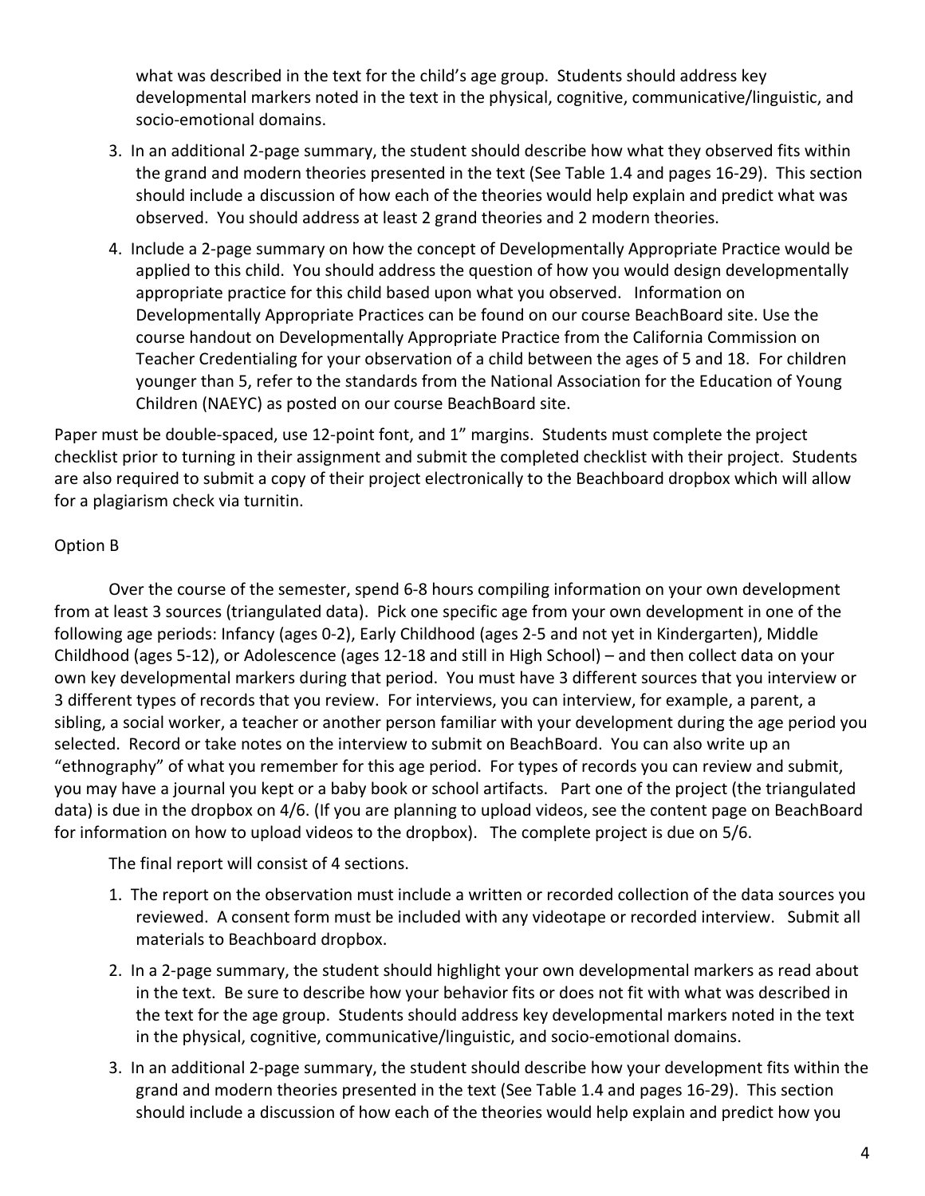what was described in the text for the child's age group. Students should address key developmental markers noted in the text in the physical, cognitive, communicative/linguistic, and socio-emotional domains.

3. In an additional 2-page summary, the student should describe how what they observed fits within the grand and modern theories presented in the text (See Table 1.4 and pages 16-29). This section should include a discussion of how each of the theories would help explain and predict what was observed. You should address at least 2 grand theories and 2 modern theories.
4. Include a 2-page summary on how the concept of Developmentally Appropriate Practice would be applied to this child. You should address the question of how you would design developmentally appropriate practice for this child based upon what you observed. Information on Developmentally Appropriate Practices can be found on our course BeachBoard site. Use the course handout on Developmentally Appropriate Practice from the California Commission on Teacher Credentialing for your observation of a child between the ages of 5 and 18. For children younger than 5, refer to the standards from the National Association for the Education of Young Children (NAEYC) as posted on our course BeachBoard site.

Paper must be double-spaced, use 12-point font, and 1" margins. Students must complete the project checklist prior to turning in their assignment and submit the completed checklist with their project. Students are also required to submit a copy of their project electronically to the Beachboard dropbox which will allow for a plagiarism check via turnitin.

Option B

Over the course of the semester, spend 6-8 hours compiling information on your own development from at least 3 sources (triangulated data). Pick one specific age from your own development in one of the following age periods: Infancy (ages 0-2), Early Childhood (ages 2-5 and not yet in Kindergarten), Middle Childhood (ages 5-12), or Adolescence (ages 12-18 and still in High School) – and then collect data on your own key developmental markers during that period. You must have 3 different sources that you interview or 3 different types of records that you review. For interviews, you can interview, for example, a parent, a sibling, a social worker, a teacher or another person familiar with your development during the age period you selected. Record or take notes on the interview to submit on BeachBoard. You can also write up an "ethnography" of what you remember for this age period. For types of records you can review and submit, you may have a journal you kept or a baby book or school artifacts. Part one of the project (the triangulated data) is due in the dropbox on 4/6. (If you are planning to upload videos, see the content page on BeachBoard for information on how to upload videos to the dropbox). The complete project is due on 5/6.

The final report will consist of 4 sections.

1. The report on the observation must include a written or recorded collection of the data sources you reviewed. A consent form must be included with any videotape or recorded interview. Submit all materials to Beachboard dropbox.
2. In a 2-page summary, the student should highlight your own developmental markers as read about in the text. Be sure to describe how your behavior fits or does not fit with what was described in the text for the age group. Students should address key developmental markers noted in the text in the physical, cognitive, communicative/linguistic, and socio-emotional domains.
3. In an additional 2-page summary, the student should describe how your development fits within the grand and modern theories presented in the text (See Table 1.4 and pages 16-29). This section should include a discussion of how each of the theories would help explain and predict how you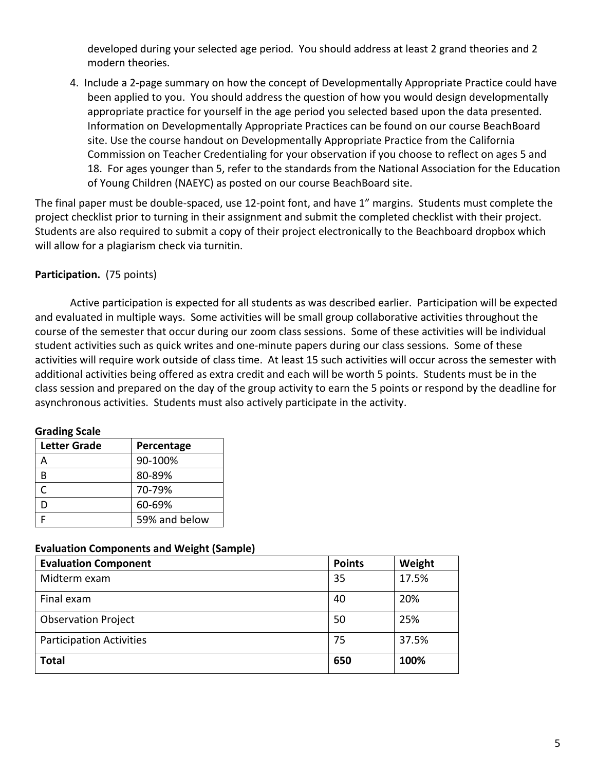developed during your selected age period. You should address at least 2 grand theories and 2 modern theories.

4. Include a 2-page summary on how the concept of Developmentally Appropriate Practice could have been applied to you. You should address the question of how you would design developmentally appropriate practice for yourself in the age period you selected based upon the data presented. Information on Developmentally Appropriate Practices can be found on our course BeachBoard site. Use the course handout on Developmentally Appropriate Practice from the California Commission on Teacher Credentialing for your observation if you choose to reflect on ages 5 and 18. For ages younger than 5, refer to the standards from the National Association for the Education of Young Children (NAEYC) as posted on our course BeachBoard site.

The final paper must be double-spaced, use 12-point font, and have 1" margins. Students must complete the project checklist prior to turning in their assignment and submit the completed checklist with their project. Students are also required to submit a copy of their project electronically to the Beachboard dropbox which will allow for a plagiarism check via turnitin.

**Participation.** (75 points)

Active participation is expected for all students as was described earlier. Participation will be expected and evaluated in multiple ways. Some activities will be small group collaborative activities throughout the course of the semester that occur during our zoom class sessions. Some of these activities will be individual student activities such as quick writes and one-minute papers during our class sessions. Some of these activities will require work outside of class time. At least 15 such activities will occur across the semester with additional activities being offered as extra credit and each will be worth 5 points. Students must be in the class session and prepared on the day of the group activity to earn the 5 points or respond by the deadline for asynchronous activities. Students must also actively participate in the activity.

**Grading Scale**

| Letter Grade | Percentage |
|---|---|
| A | 90-100% |
| B | 80-89% |
| C | 70-79% |
| D | 60-69% |
| F | 59% and below |

**Evaluation Components and Weight (Sample)**

| Evaluation Component | Points | Weight |
|---|---|---|
| Midterm exam | 35 | 17.5% |
| Final exam | 40 | 20% |
| Observation Project | 50 | 25% |
| Participation Activities | 75 | 37.5% |
| **Total** | **650** | **100%** |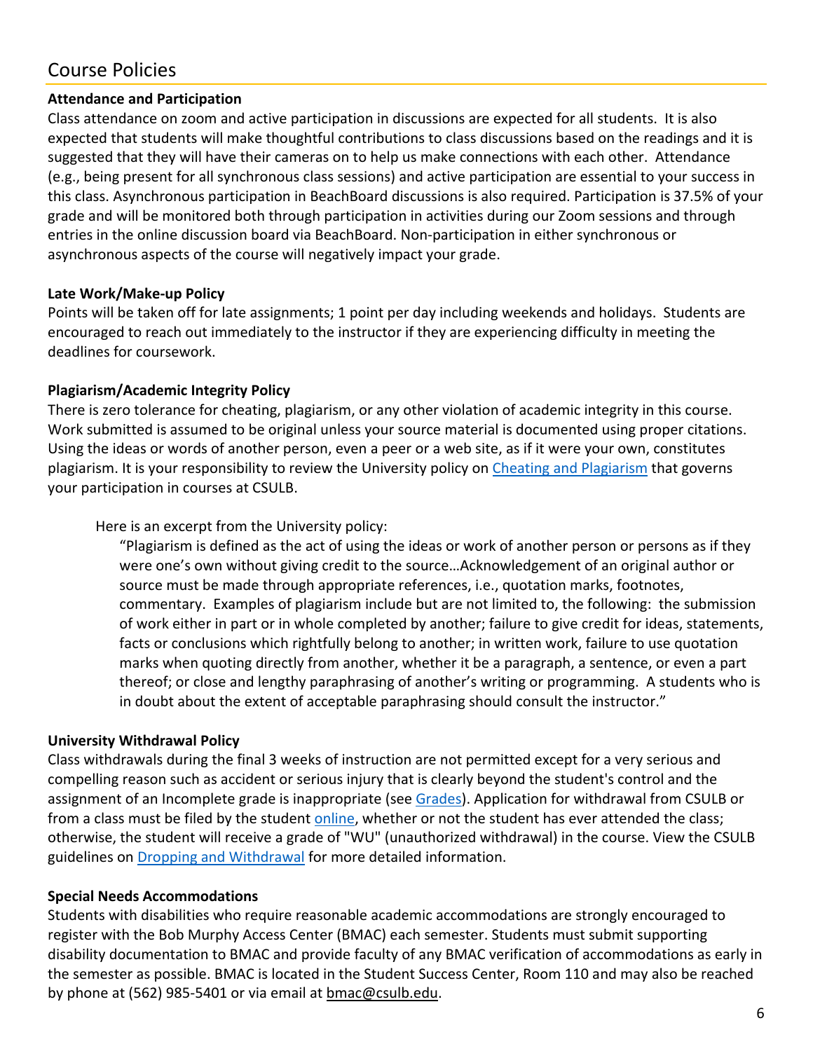## Course Policies

**Attendance and Participation**

Class attendance on zoom and active participation in discussions are expected for all students. It is also expected that students will make thoughtful contributions to class discussions based on the readings and it is suggested that they will have their cameras on to help us make connections with each other. Attendance (e.g., being present for all synchronous class sessions) and active participation are essential to your success in this class. Asynchronous participation in BeachBoard discussions is also required. Participation is 37.5% of your grade and will be monitored both through participation in activities during our Zoom sessions and through entries in the online discussion board via BeachBoard. Non-participation in either synchronous or asynchronous aspects of the course will negatively impact your grade.

**Late Work/Make-up Policy**

Points will be taken off for late assignments; 1 point per day including weekends and holidays. Students are encouraged to reach out immediately to the instructor if they are experiencing difficulty in meeting the deadlines for coursework.

**Plagiarism/Academic Integrity Policy**

There is zero tolerance for cheating, plagiarism, or any other violation of academic integrity in this course. Work submitted is assumed to be original unless your source material is documented using proper citations. Using the ideas or words of another person, even a peer or a web site, as if it were your own, constitutes plagiarism. It is your responsibility to review the University policy on [Cheating and Plagiarism]() that governs your participation in courses at CSULB.

Here is an excerpt from the University policy:

> "Plagiarism is defined as the act of using the ideas or work of another person or persons as if they were one's own without giving credit to the source…Acknowledgement of an original author or source must be made through appropriate references, i.e., quotation marks, footnotes, commentary. Examples of plagiarism include but are not limited to, the following: the submission of work either in part or in whole completed by another; failure to give credit for ideas, statements, facts or conclusions which rightfully belong to another; in written work, failure to use quotation marks when quoting directly from another, whether it be a paragraph, a sentence, or even a part thereof; or close and lengthy paraphrasing of another's writing or programming. A students who is in doubt about the extent of acceptable paraphrasing should consult the instructor."

**University Withdrawal Policy**

Class withdrawals during the final 3 weeks of instruction are not permitted except for a very serious and compelling reason such as accident or serious injury that is clearly beyond the student's control and the assignment of an Incomplete grade is inappropriate (see Grades). Application for withdrawal from CSULB or from a class must be filed by the student online, whether or not the student has ever attended the class; otherwise, the student will receive a grade of "WU" (unauthorized withdrawal) in the course. View the CSULB guidelines on Dropping and Withdrawal for more detailed information.

**Special Needs Accommodations**

Students with disabilities who require reasonable academic accommodations are strongly encouraged to register with the Bob Murphy Access Center (BMAC) each semester. Students must submit supporting disability documentation to BMAC and provide faculty of any BMAC verification of accommodations as early in the semester as possible. BMAC is located in the Student Success Center, Room 110 and may also be reached by phone at (562) 985-5401 or via email at bmac@csulb.edu.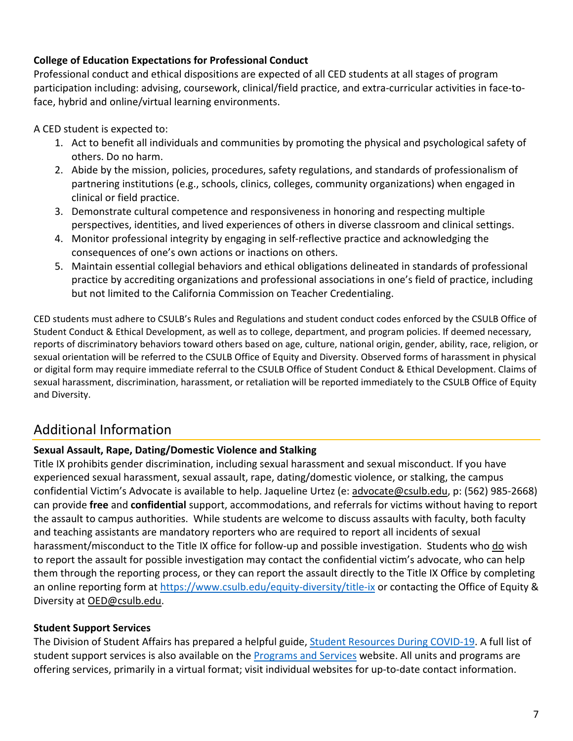**College of Education Expectations for Professional Conduct**

Professional conduct and ethical dispositions are expected of all CED students at all stages of program participation including: advising, coursework, clinical/field practice, and extra-curricular activities in face-to-face, hybrid and online/virtual learning environments.

A CED student is expected to:

1. Act to benefit all individuals and communities by promoting the physical and psychological safety of others. Do no harm.
2. Abide by the mission, policies, procedures, safety regulations, and standards of professionalism of partnering institutions (e.g., schools, clinics, colleges, community organizations) when engaged in clinical or field practice.
3. Demonstrate cultural competence and responsiveness in honoring and respecting multiple perspectives, identities, and lived experiences of others in diverse classroom and clinical settings.
4. Monitor professional integrity by engaging in self-reflective practice and acknowledging the consequences of one's own actions or inactions on others.
5. Maintain essential collegial behaviors and ethical obligations delineated in standards of professional practice by accrediting organizations and professional associations in one's field of practice, including but not limited to the California Commission on Teacher Credentialing.

CED students must adhere to CSULB's Rules and Regulations and student conduct codes enforced by the CSULB Office of Student Conduct & Ethical Development, as well as to college, department, and program policies. If deemed necessary, reports of discriminatory behaviors toward others based on age, culture, national origin, gender, ability, race, religion, or sexual orientation will be referred to the CSULB Office of Equity and Diversity. Observed forms of harassment in physical or digital form may require immediate referral to the CSULB Office of Student Conduct & Ethical Development. Claims of sexual harassment, discrimination, harassment, or retaliation will be reported immediately to the CSULB Office of Equity and Diversity.

## Additional Information

**Sexual Assault, Rape, Dating/Domestic Violence and Stalking**

Title IX prohibits gender discrimination, including sexual harassment and sexual misconduct. If you have experienced sexual harassment, sexual assault, rape, dating/domestic violence, or stalking, the campus confidential Victim's Advocate is available to help. Jaqueline Urtez (e: advocate@csulb.edu, p: (562) 985-2668) can provide **free** and **confidential** support, accommodations, and referrals for victims without having to report the assault to campus authorities. While students are welcome to discuss assaults with faculty, both faculty and teaching assistants are mandatory reporters who are required to report all incidents of sexual harassment/misconduct to the Title IX office for follow-up and possible investigation. Students who do wish to report the assault for possible investigation may contact the confidential victim's advocate, who can help them through the reporting process, or they can report the assault directly to the Title IX Office by completing an online reporting form at https://www.csulb.edu/equity-diversity/title-ix or contacting the Office of Equity & Diversity at OED@csulb.edu.

**Student Support Services**

The Division of Student Affairs has prepared a helpful guide, Student Resources During COVID-19. A full list of student support services is also available on the Programs and Services website. All units and programs are offering services, primarily in a virtual format; visit individual websites for up-to-date contact information.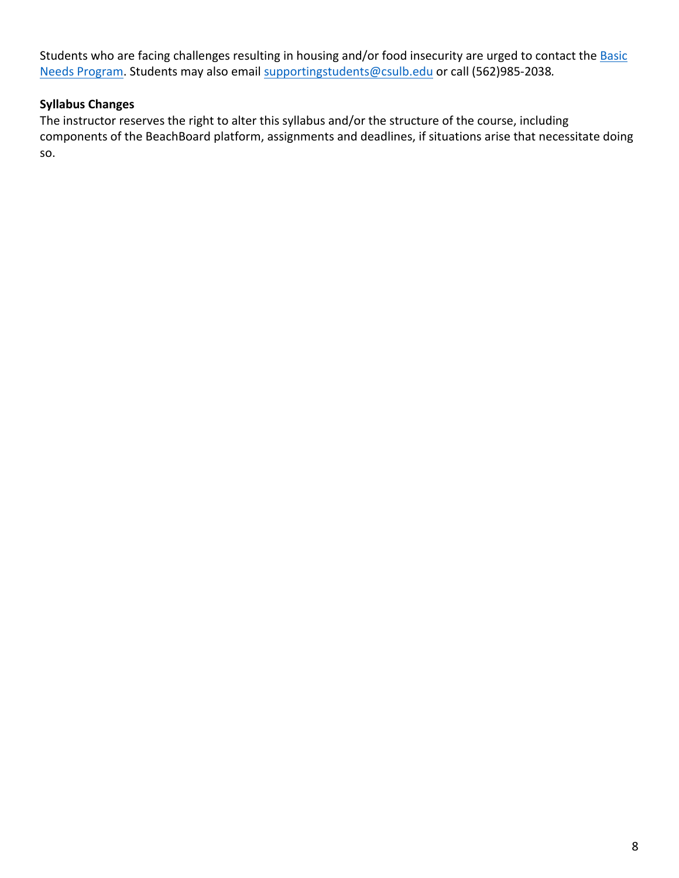Students who are facing challenges resulting in housing and/or food insecurity are urged to contact the Basic Needs Program. Students may also email supportingstudents@csulb.edu or call (562)985-2038.

**Syllabus Changes**

The instructor reserves the right to alter this syllabus and/or the structure of the course, including components of the BeachBoard platform, assignments and deadlines, if situations arise that necessitate doing so.